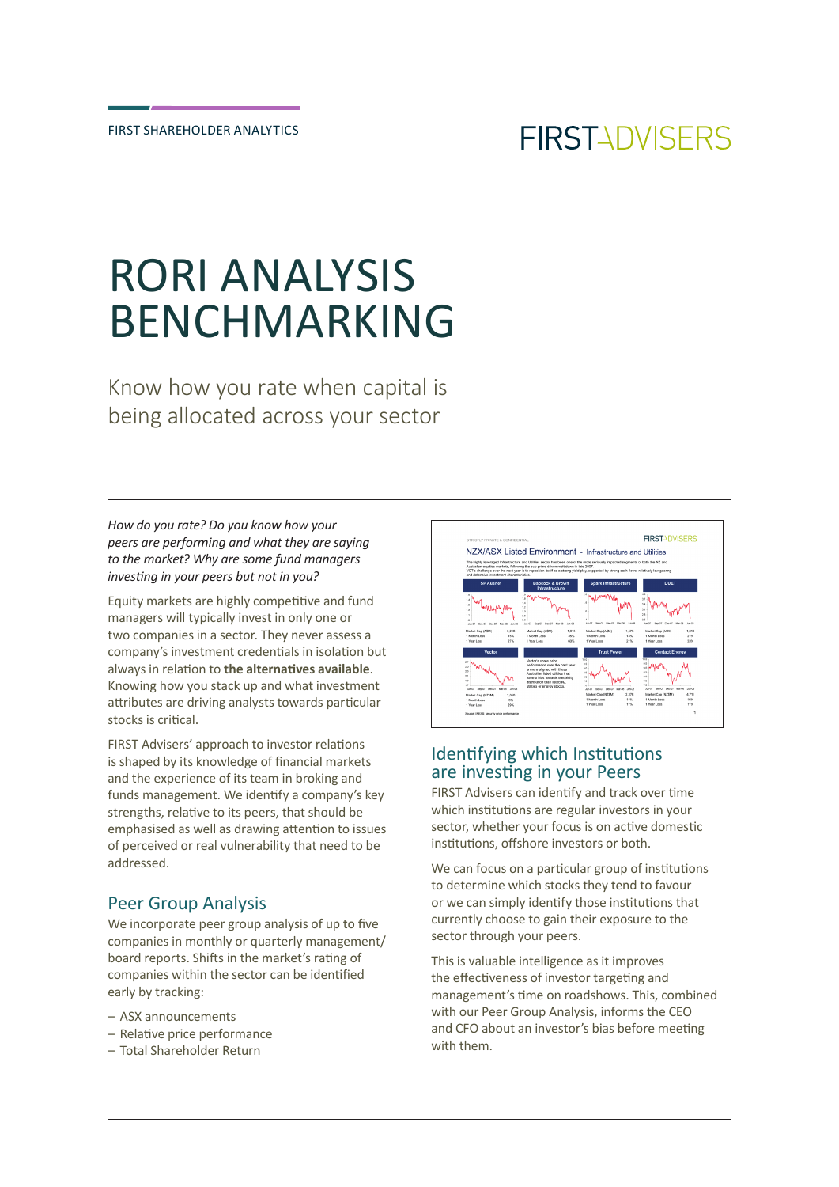FIRST SHAREHOLDER ANALYTICS

FIRSTADVISERS

# RORI ANALYSIS BENCHMARKING

Know how you rate when capital is being allocated across your sector

*How do you rate? Do you know how your peers are performing and what they are saying to the market? Why are some fund managers investing in your peers but not in you?*

Equity markets are highly competitive and fund managers will typically invest in only one or two companies in a sector. They never assess a company's investment credentials in isolation but always in relation to **the alternatives available**. Knowing how you stack up and what investment attributes are driving analysts towards particular stocks is critical.

FIRST Advisers' approach to investor relations is shaped by its knowledge of financial markets and the experience of its team in broking and funds management. We identify a company's key strengths, relative to its peers, that should be emphasised as well as drawing attention to issues of perceived or real vulnerability that need to be addressed.

## Peer Group Analysis

We incorporate peer group analysis of up to five companies in monthly or quarterly management/ board reports. Shifts in the market's rating of companies within the sector can be identified early by tracking:

- ASX announcements
- Relative price performance
- Total Shareholder Return

## Identifying which Institutions are investing in your Peers

FIRST Advisers can identify and track over time which institutions are regular investors in your sector, whether your focus is on active domestic institutions, offshore investors or both.

We can focus on a particular group of institutions to determine which stocks they tend to favour or we can simply identify those institutions that currently choose to gain their exposure to the sector through your peers.

This is valuable intelligence as it improves the effectiveness of investor targeting and management's time on roadshows. This, combined with our Peer Group Analysis, informs the CEO and CFO about an investor's bias before meeting with them.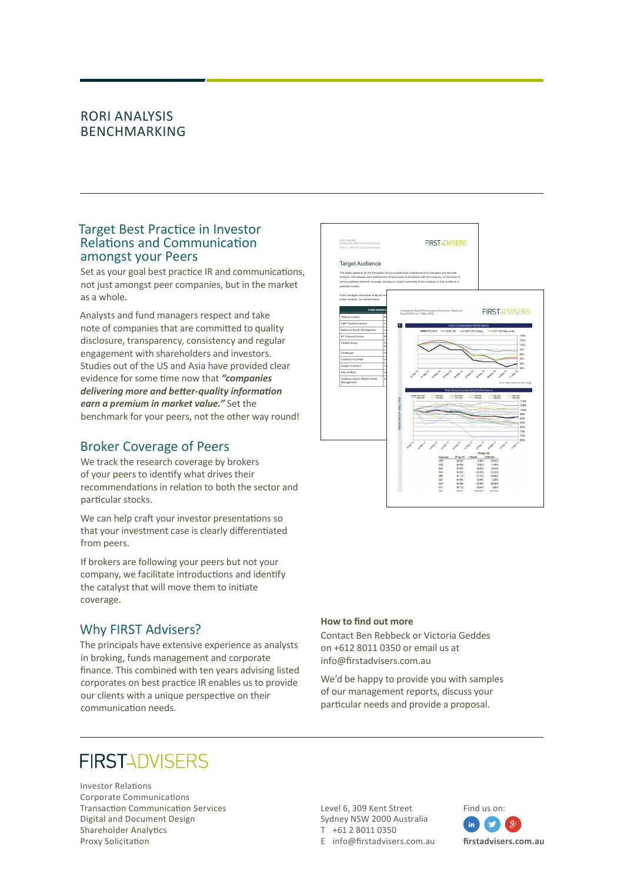# RORI ANALYSIS BENCHMARKING

## Target Best Practice in Investor Relations and Communication amongst your Peers

Set as your goal best practice IR and communications, not just amongst peer companies, but in the market as a whole.

Analysts and fund managers respect and take note of companies that are committed to quality disclosure, transparency, consistency and regular engagement with shareholders and investors. Studies out of the US and Asia have provided clear evidence for some time now that ***"companies delivering more and better-quality information earn a premium in market value."*** Set the benchmark for your peers, not the other way round!

## Broker Coverage of Peers

We track the research coverage by brokers of your peers to identify what drives their recommendations in relation to both the sector and particular stocks.

We can help craft your investor presentations so that your investment case is clearly differentiated from peers.

If brokers are following your peers but not your company, we facilitate introductions and identify the catalyst that will move them to initiate coverage.

## Why FIRST Advisers?

The principals have extensive experience as analysts in broking, funds management and corporate finance. This combined with ten years advising listed corporates on best practice IR enables us to provide our clients with a unique perspective on their communication needs.

### How to find out more

Contact Ben Rebbeck or Victoria Geddes on +612 8011 0350 or email us at info@firstadvisers.com.au

We'd be happy to provide you with samples of our management reports, discuss your particular needs and provide a proposal.

---

FIRSTADVISERS

Investor Relations
Corporate Communications
Transaction Communication Services
Digital and Document Design
Shareholder Analytics
Proxy Solicitation

Level 6, 309 Kent Street
Sydney NSW 2000 Australia
T +61 2 8011 0350
E info@firstadvisers.com.au

Find us on:

**firstadvisers.com.au**